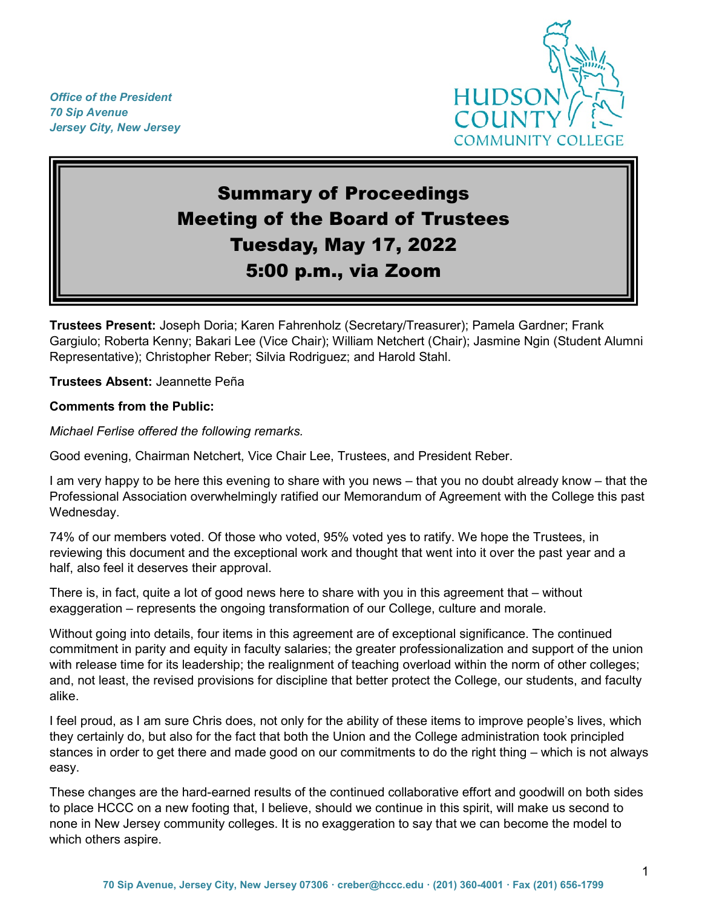*Office of the President*
*70 Sip Avenue*
*Jersey City, New Jersey*

# Summary of Proceedings
# Meeting of the Board of Trustees
# Tuesday, May 17, 2022
# 5:00 p.m., via Zoom

**Trustees Present:** Joseph Doria; Karen Fahrenholz (Secretary/Treasurer); Pamela Gardner; Frank Gargiulo; Roberta Kenny; Bakari Lee (Vice Chair); William Netchert (Chair); Jasmine Ngin (Student Alumni Representative); Christopher Reber; Silvia Rodriguez; and Harold Stahl.

**Trustees Absent:** Jeannette Peña

**Comments from the Public:**

*Michael Ferlise offered the following remarks.*

Good evening, Chairman Netchert, Vice Chair Lee, Trustees, and President Reber.

I am very happy to be here this evening to share with you news – that you no doubt already know – that the Professional Association overwhelmingly ratified our Memorandum of Agreement with the College this past Wednesday.

74% of our members voted. Of those who voted, 95% voted yes to ratify. We hope the Trustees, in reviewing this document and the exceptional work and thought that went into it over the past year and a half, also feel it deserves their approval.

There is, in fact, quite a lot of good news here to share with you in this agreement that – without exaggeration – represents the ongoing transformation of our College, culture and morale.

Without going into details, four items in this agreement are of exceptional significance. The continued commitment in parity and equity in faculty salaries; the greater professionalization and support of the union with release time for its leadership; the realignment of teaching overload within the norm of other colleges; and, not least, the revised provisions for discipline that better protect the College, our students, and faculty alike.

I feel proud, as I am sure Chris does, not only for the ability of these items to improve people's lives, which they certainly do, but also for the fact that both the Union and the College administration took principled stances in order to get there and made good on our commitments to do the right thing – which is not always easy.

These changes are the hard-earned results of the continued collaborative effort and goodwill on both sides to place HCCC on a new footing that, I believe, should we continue in this spirit, will make us second to none in New Jersey community colleges. It is no exaggeration to say that we can become the model to which others aspire.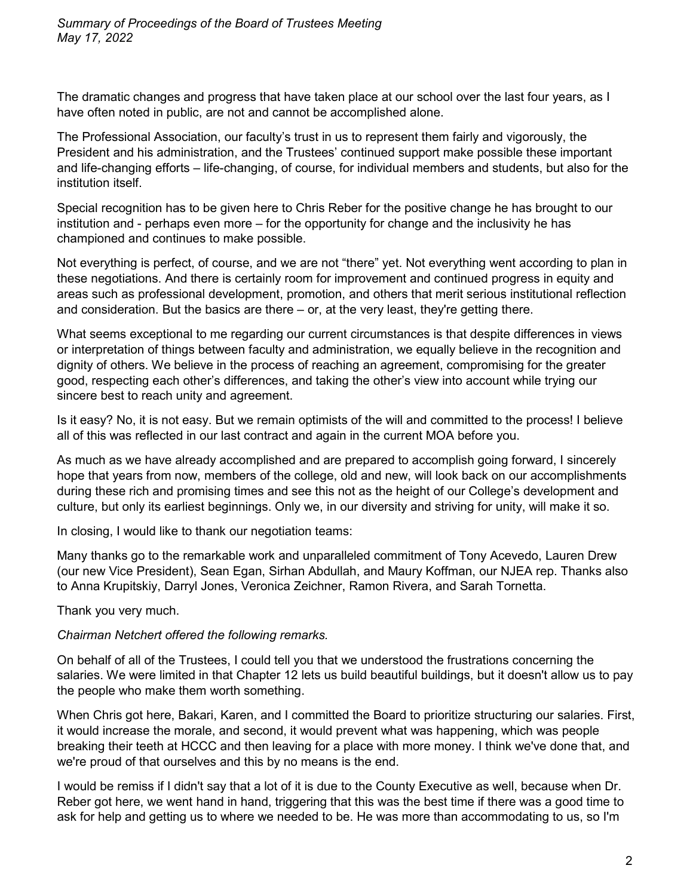The dramatic changes and progress that have taken place at our school over the last four years, as I have often noted in public, are not and cannot be accomplished alone.

The Professional Association, our faculty's trust in us to represent them fairly and vigorously, the President and his administration, and the Trustees' continued support make possible these important and life-changing efforts – life-changing, of course, for individual members and students, but also for the institution itself.

Special recognition has to be given here to Chris Reber for the positive change he has brought to our institution and - perhaps even more – for the opportunity for change and the inclusivity he has championed and continues to make possible.

Not everything is perfect, of course, and we are not "there" yet. Not everything went according to plan in these negotiations. And there is certainly room for improvement and continued progress in equity and areas such as professional development, promotion, and others that merit serious institutional reflection and consideration. But the basics are there – or, at the very least, they're getting there.

What seems exceptional to me regarding our current circumstances is that despite differences in views or interpretation of things between faculty and administration, we equally believe in the recognition and dignity of others. We believe in the process of reaching an agreement, compromising for the greater good, respecting each other's differences, and taking the other's view into account while trying our sincere best to reach unity and agreement.

Is it easy? No, it is not easy. But we remain optimists of the will and committed to the process! I believe all of this was reflected in our last contract and again in the current MOA before you.

As much as we have already accomplished and are prepared to accomplish going forward, I sincerely hope that years from now, members of the college, old and new, will look back on our accomplishments during these rich and promising times and see this not as the height of our College's development and culture, but only its earliest beginnings. Only we, in our diversity and striving for unity, will make it so.

In closing, I would like to thank our negotiation teams:

Many thanks go to the remarkable work and unparalleled commitment of Tony Acevedo, Lauren Drew (our new Vice President), Sean Egan, Sirhan Abdullah, and Maury Koffman, our NJEA rep. Thanks also to Anna Krupitskiy, Darryl Jones, Veronica Zeichner, Ramon Rivera, and Sarah Tornetta.

Thank you very much.

*Chairman Netchert offered the following remarks.*

On behalf of all of the Trustees, I could tell you that we understood the frustrations concerning the salaries. We were limited in that Chapter 12 lets us build beautiful buildings, but it doesn't allow us to pay the people who make them worth something.

When Chris got here, Bakari, Karen, and I committed the Board to prioritize structuring our salaries. First, it would increase the morale, and second, it would prevent what was happening, which was people breaking their teeth at HCCC and then leaving for a place with more money. I think we've done that, and we're proud of that ourselves and this by no means is the end.

I would be remiss if I didn't say that a lot of it is due to the County Executive as well, because when Dr. Reber got here, we went hand in hand, triggering that this was the best time if there was a good time to ask for help and getting us to where we needed to be. He was more than accommodating to us, so I'm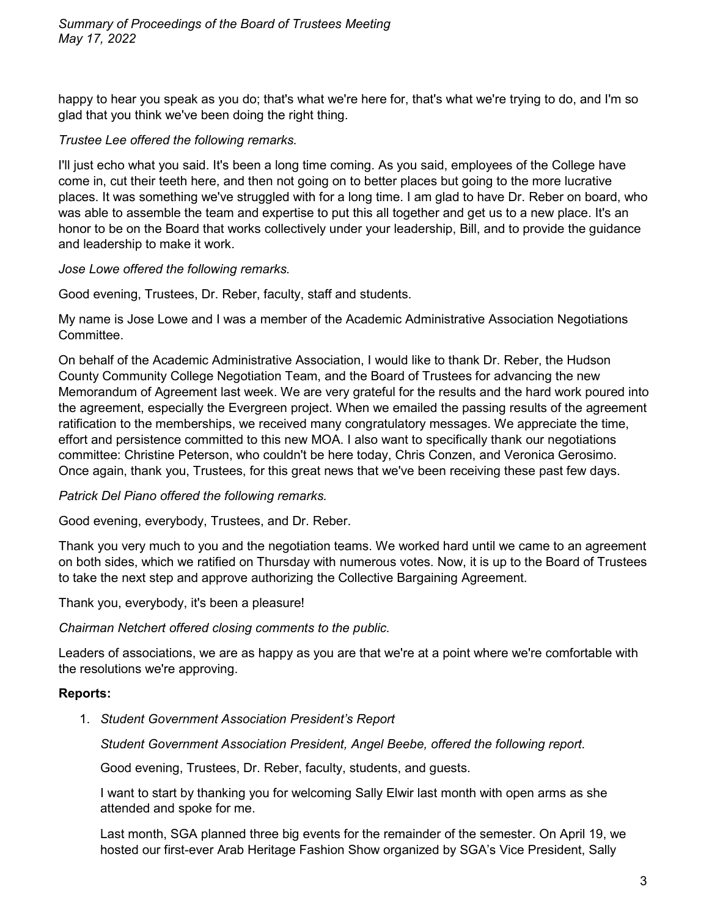happy to hear you speak as you do; that's what we're here for, that's what we're trying to do, and I'm so glad that you think we've been doing the right thing.

*Trustee Lee offered the following remarks.*

I'll just echo what you said. It's been a long time coming. As you said, employees of the College have come in, cut their teeth here, and then not going on to better places but going to the more lucrative places. It was something we've struggled with for a long time. I am glad to have Dr. Reber on board, who was able to assemble the team and expertise to put this all together and get us to a new place. It's an honor to be on the Board that works collectively under your leadership, Bill, and to provide the guidance and leadership to make it work.

*Jose Lowe offered the following remarks.*

Good evening, Trustees, Dr. Reber, faculty, staff and students.

My name is Jose Lowe and I was a member of the Academic Administrative Association Negotiations Committee.

On behalf of the Academic Administrative Association, I would like to thank Dr. Reber, the Hudson County Community College Negotiation Team, and the Board of Trustees for advancing the new Memorandum of Agreement last week. We are very grateful for the results and the hard work poured into the agreement, especially the Evergreen project. When we emailed the passing results of the agreement ratification to the memberships, we received many congratulatory messages. We appreciate the time, effort and persistence committed to this new MOA. I also want to specifically thank our negotiations committee: Christine Peterson, who couldn't be here today, Chris Conzen, and Veronica Gerosimo. Once again, thank you, Trustees, for this great news that we've been receiving these past few days.

*Patrick Del Piano offered the following remarks.*

Good evening, everybody, Trustees, and Dr. Reber.

Thank you very much to you and the negotiation teams. We worked hard until we came to an agreement on both sides, which we ratified on Thursday with numerous votes. Now, it is up to the Board of Trustees to take the next step and approve authorizing the Collective Bargaining Agreement.

Thank you, everybody, it's been a pleasure!

*Chairman Netchert offered closing comments to the public.*

Leaders of associations, we are as happy as you are that we're at a point where we're comfortable with the resolutions we're approving.

**Reports:**

1. *Student Government Association President's Report*

   *Student Government Association President, Angel Beebe, offered the following report.*

   Good evening, Trustees, Dr. Reber, faculty, students, and guests.

   I want to start by thanking you for welcoming Sally Elwir last month with open arms as she attended and spoke for me.

   Last month, SGA planned three big events for the remainder of the semester. On April 19, we hosted our first-ever Arab Heritage Fashion Show organized by SGA's Vice President, Sally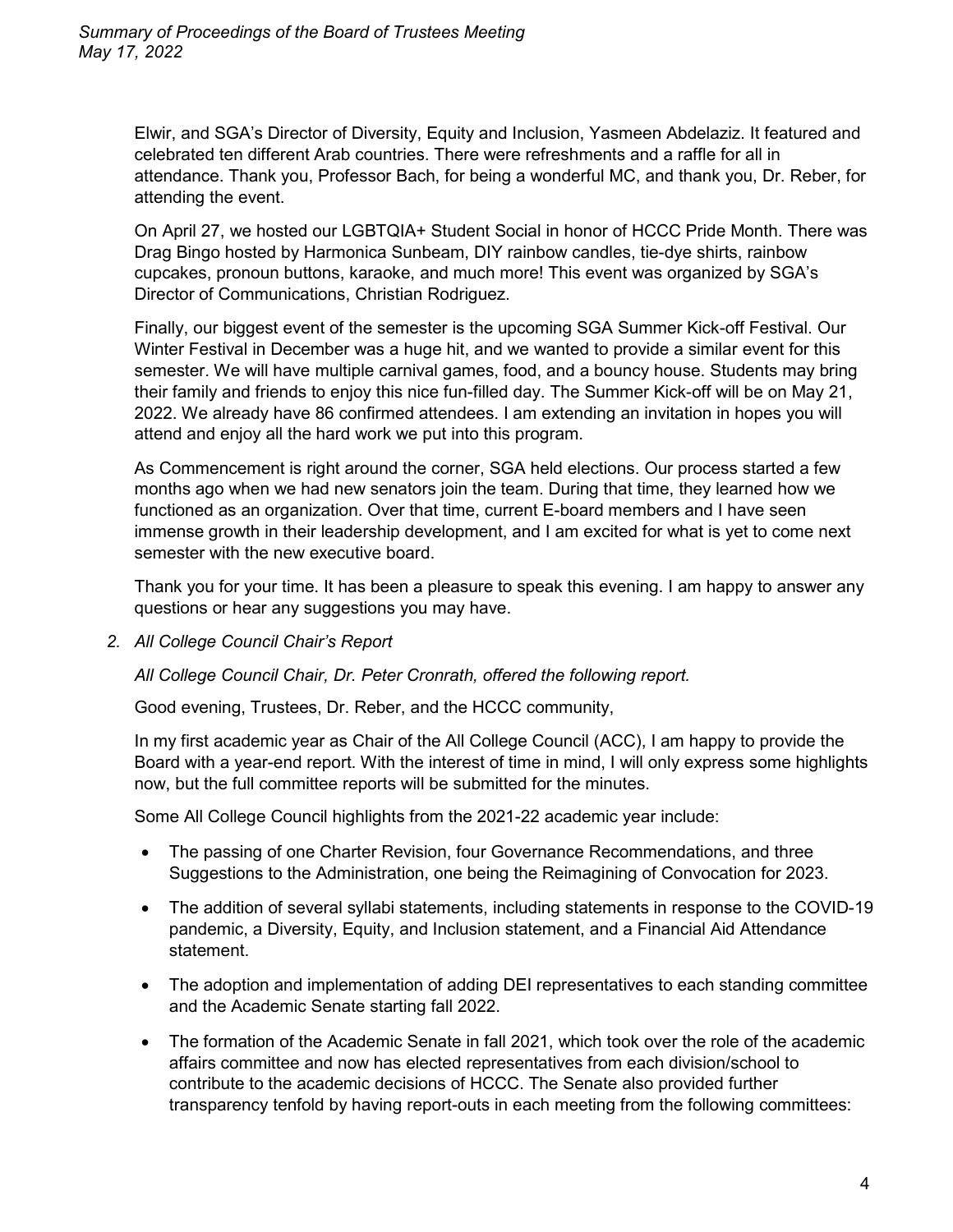Elwir, and SGA's Director of Diversity, Equity and Inclusion, Yasmeen Abdelaziz. It featured and celebrated ten different Arab countries. There were refreshments and a raffle for all in attendance. Thank you, Professor Bach, for being a wonderful MC, and thank you, Dr. Reber, for attending the event.

On April 27, we hosted our LGBTQIA+ Student Social in honor of HCCC Pride Month. There was Drag Bingo hosted by Harmonica Sunbeam, DIY rainbow candles, tie-dye shirts, rainbow cupcakes, pronoun buttons, karaoke, and much more! This event was organized by SGA's Director of Communications, Christian Rodriguez.

Finally, our biggest event of the semester is the upcoming SGA Summer Kick-off Festival. Our Winter Festival in December was a huge hit, and we wanted to provide a similar event for this semester. We will have multiple carnival games, food, and a bouncy house. Students may bring their family and friends to enjoy this nice fun-filled day. The Summer Kick-off will be on May 21, 2022. We already have 86 confirmed attendees. I am extending an invitation in hopes you will attend and enjoy all the hard work we put into this program.

As Commencement is right around the corner, SGA held elections. Our process started a few months ago when we had new senators join the team. During that time, they learned how we functioned as an organization. Over that time, current E-board members and I have seen immense growth in their leadership development, and I am excited for what is yet to come next semester with the new executive board.

Thank you for your time. It has been a pleasure to speak this evening. I am happy to answer any questions or hear any suggestions you may have.

2. *All College Council Chair's Report*

*All College Council Chair, Dr. Peter Cronrath, offered the following report.*

Good evening, Trustees, Dr. Reber, and the HCCC community,

In my first academic year as Chair of the All College Council (ACC), I am happy to provide the Board with a year-end report. With the interest of time in mind, I will only express some highlights now, but the full committee reports will be submitted for the minutes.

Some All College Council highlights from the 2021-22 academic year include:

- The passing of one Charter Revision, four Governance Recommendations, and three Suggestions to the Administration, one being the Reimagining of Convocation for 2023.
- The addition of several syllabi statements, including statements in response to the COVID-19 pandemic, a Diversity, Equity, and Inclusion statement, and a Financial Aid Attendance statement.
- The adoption and implementation of adding DEI representatives to each standing committee and the Academic Senate starting fall 2022.
- The formation of the Academic Senate in fall 2021, which took over the role of the academic affairs committee and now has elected representatives from each division/school to contribute to the academic decisions of HCCC. The Senate also provided further transparency tenfold by having report-outs in each meeting from the following committees: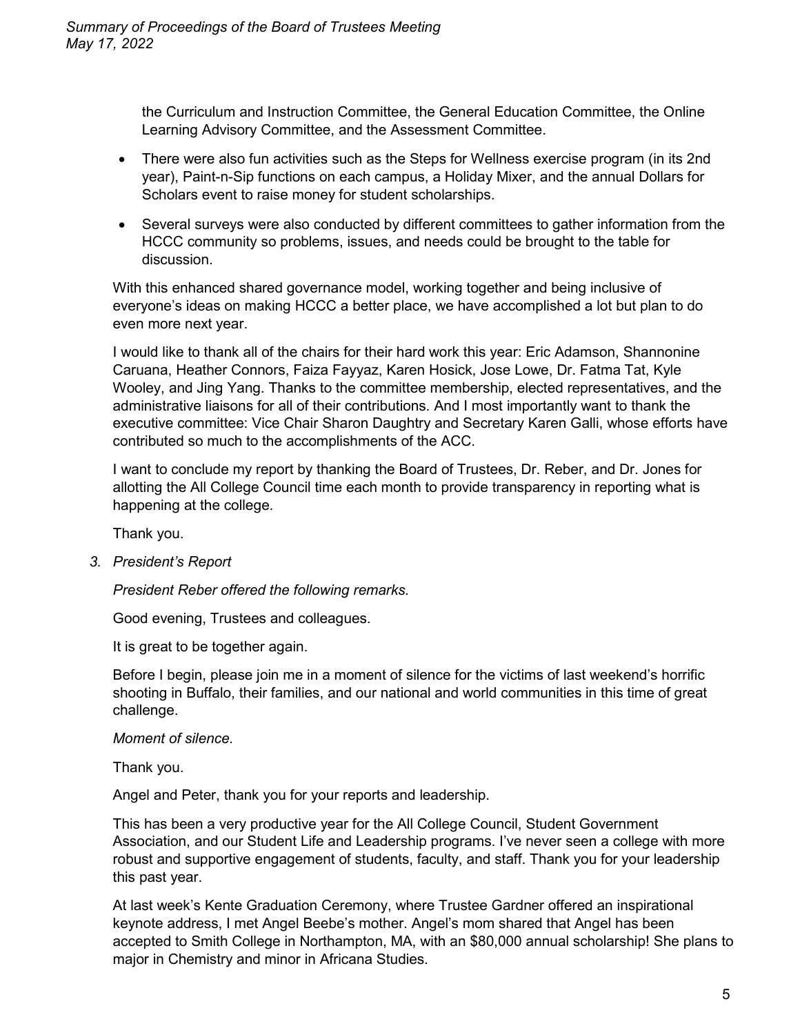the Curriculum and Instruction Committee, the General Education Committee, the Online Learning Advisory Committee, and the Assessment Committee.

- There were also fun activities such as the Steps for Wellness exercise program (in its 2nd year), Paint-n-Sip functions on each campus, a Holiday Mixer, and the annual Dollars for Scholars event to raise money for student scholarships.
- Several surveys were also conducted by different committees to gather information from the HCCC community so problems, issues, and needs could be brought to the table for discussion.

With this enhanced shared governance model, working together and being inclusive of everyone's ideas on making HCCC a better place, we have accomplished a lot but plan to do even more next year.

I would like to thank all of the chairs for their hard work this year: Eric Adamson, Shannonine Caruana, Heather Connors, Faiza Fayyaz, Karen Hosick, Jose Lowe, Dr. Fatma Tat, Kyle Wooley, and Jing Yang. Thanks to the committee membership, elected representatives, and the administrative liaisons for all of their contributions. And I most importantly want to thank the executive committee: Vice Chair Sharon Daughtry and Secretary Karen Galli, whose efforts have contributed so much to the accomplishments of the ACC.

I want to conclude my report by thanking the Board of Trustees, Dr. Reber, and Dr. Jones for allotting the All College Council time each month to provide transparency in reporting what is happening at the college.

Thank you.

3. *President's Report*

*President Reber offered the following remarks.*

Good evening, Trustees and colleagues.

It is great to be together again.

Before I begin, please join me in a moment of silence for the victims of last weekend's horrific shooting in Buffalo, their families, and our national and world communities in this time of great challenge.

*Moment of silence.*

Thank you.

Angel and Peter, thank you for your reports and leadership.

This has been a very productive year for the All College Council, Student Government Association, and our Student Life and Leadership programs. I've never seen a college with more robust and supportive engagement of students, faculty, and staff. Thank you for your leadership this past year.

At last week's Kente Graduation Ceremony, where Trustee Gardner offered an inspirational keynote address, I met Angel Beebe's mother. Angel's mom shared that Angel has been accepted to Smith College in Northampton, MA, with an $80,000 annual scholarship! She plans to major in Chemistry and minor in Africana Studies.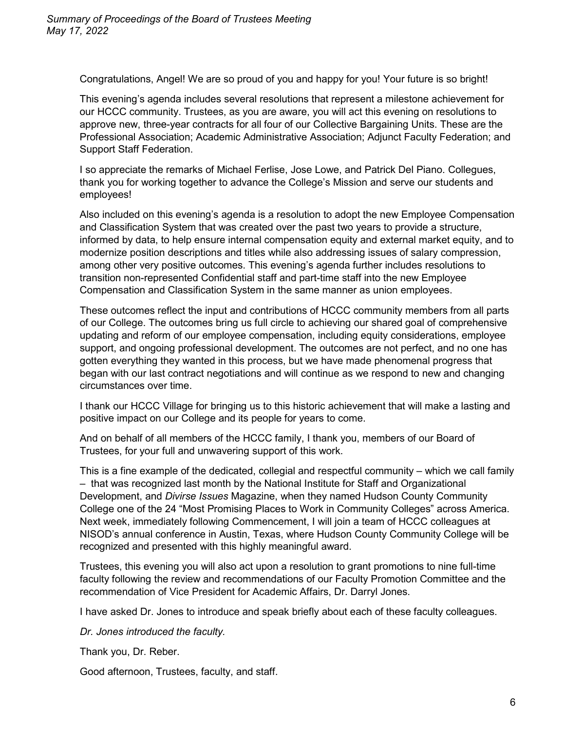Congratulations, Angel! We are so proud of you and happy for you! Your future is so bright!

This evening's agenda includes several resolutions that represent a milestone achievement for our HCCC community. Trustees, as you are aware, you will act this evening on resolutions to approve new, three-year contracts for all four of our Collective Bargaining Units. These are the Professional Association; Academic Administrative Association; Adjunct Faculty Federation; and Support Staff Federation.

I so appreciate the remarks of Michael Ferlise, Jose Lowe, and Patrick Del Piano. Collegues, thank you for working together to advance the College's Mission and serve our students and employees!

Also included on this evening's agenda is a resolution to adopt the new Employee Compensation and Classification System that was created over the past two years to provide a structure, informed by data, to help ensure internal compensation equity and external market equity, and to modernize position descriptions and titles while also addressing issues of salary compression, among other very positive outcomes. This evening's agenda further includes resolutions to transition non-represented Confidential staff and part-time staff into the new Employee Compensation and Classification System in the same manner as union employees.

These outcomes reflect the input and contributions of HCCC community members from all parts of our College. The outcomes bring us full circle to achieving our shared goal of comprehensive updating and reform of our employee compensation, including equity considerations, employee support, and ongoing professional development. The outcomes are not perfect, and no one has gotten everything they wanted in this process, but we have made phenomenal progress that began with our last contract negotiations and will continue as we respond to new and changing circumstances over time.

I thank our HCCC Village for bringing us to this historic achievement that will make a lasting and positive impact on our College and its people for years to come.

And on behalf of all members of the HCCC family, I thank you, members of our Board of Trustees, for your full and unwavering support of this work.

This is a fine example of the dedicated, collegial and respectful community – which we call family – that was recognized last month by the National Institute for Staff and Organizational Development, and *Divirse Issues* Magazine, when they named Hudson County Community College one of the 24 "Most Promising Places to Work in Community Colleges" across America. Next week, immediately following Commencement, I will join a team of HCCC colleagues at NISOD's annual conference in Austin, Texas, where Hudson County Community College will be recognized and presented with this highly meaningful award.

Trustees, this evening you will also act upon a resolution to grant promotions to nine full-time faculty following the review and recommendations of our Faculty Promotion Committee and the recommendation of Vice President for Academic Affairs, Dr. Darryl Jones.

I have asked Dr. Jones to introduce and speak briefly about each of these faculty colleagues.

*Dr. Jones introduced the faculty.*

Thank you, Dr. Reber.

Good afternoon, Trustees, faculty, and staff.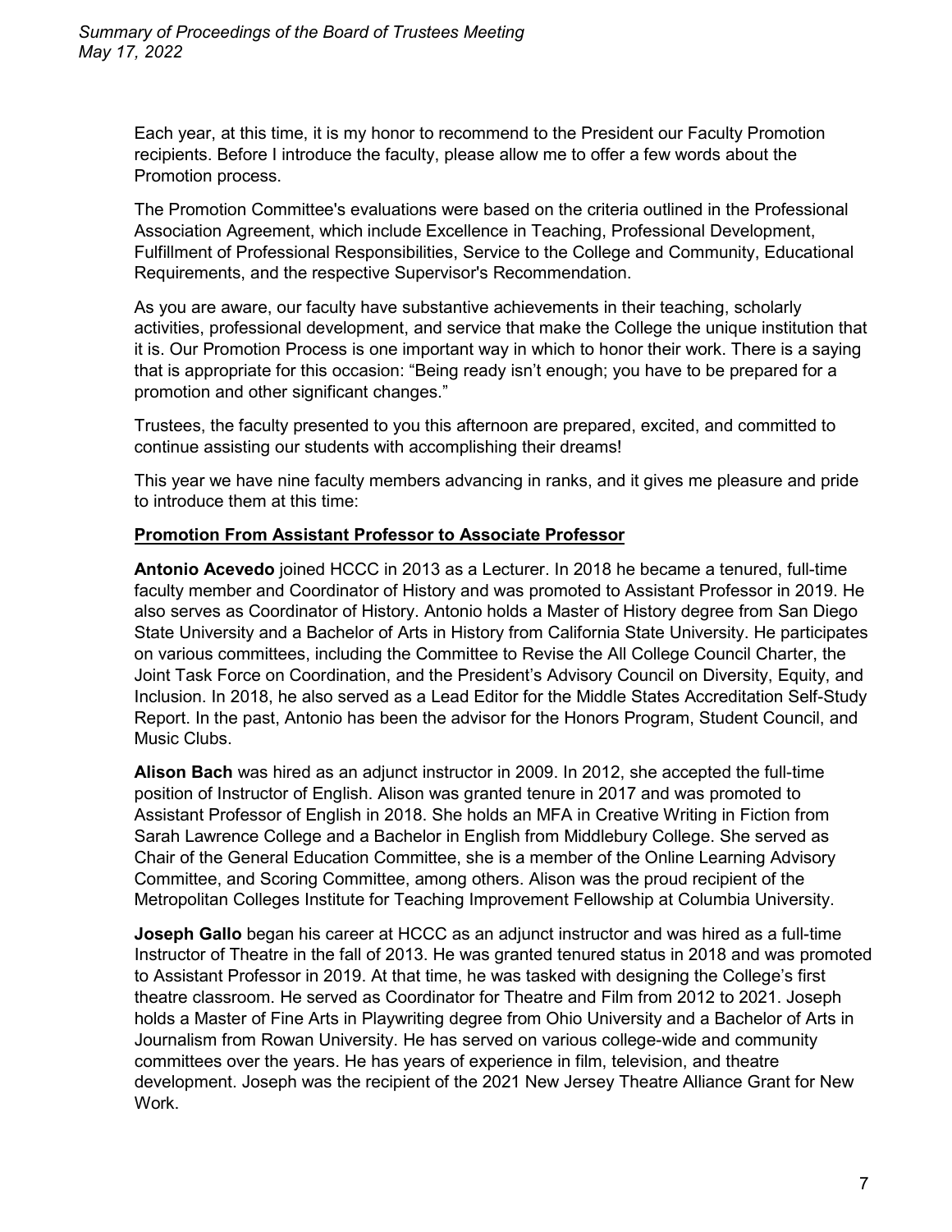Each year, at this time, it is my honor to recommend to the President our Faculty Promotion recipients. Before I introduce the faculty, please allow me to offer a few words about the Promotion process.

The Promotion Committee's evaluations were based on the criteria outlined in the Professional Association Agreement, which include Excellence in Teaching, Professional Development, Fulfillment of Professional Responsibilities, Service to the College and Community, Educational Requirements, and the respective Supervisor's Recommendation.

As you are aware, our faculty have substantive achievements in their teaching, scholarly activities, professional development, and service that make the College the unique institution that it is. Our Promotion Process is one important way in which to honor their work. There is a saying that is appropriate for this occasion: "Being ready isn't enough; you have to be prepared for a promotion and other significant changes."

Trustees, the faculty presented to you this afternoon are prepared, excited, and committed to continue assisting our students with accomplishing their dreams!

This year we have nine faculty members advancing in ranks, and it gives me pleasure and pride to introduce them at this time:

**Promotion From Assistant Professor to Associate Professor**

**Antonio Acevedo** joined HCCC in 2013 as a Lecturer. In 2018 he became a tenured, full-time faculty member and Coordinator of History and was promoted to Assistant Professor in 2019. He also serves as Coordinator of History. Antonio holds a Master of History degree from San Diego State University and a Bachelor of Arts in History from California State University. He participates on various committees, including the Committee to Revise the All College Council Charter, the Joint Task Force on Coordination, and the President's Advisory Council on Diversity, Equity, and Inclusion. In 2018, he also served as a Lead Editor for the Middle States Accreditation Self-Study Report. In the past, Antonio has been the advisor for the Honors Program, Student Council, and Music Clubs.

**Alison Bach** was hired as an adjunct instructor in 2009. In 2012, she accepted the full-time position of Instructor of English. Alison was granted tenure in 2017 and was promoted to Assistant Professor of English in 2018. She holds an MFA in Creative Writing in Fiction from Sarah Lawrence College and a Bachelor in English from Middlebury College. She served as Chair of the General Education Committee, she is a member of the Online Learning Advisory Committee, and Scoring Committee, among others. Alison was the proud recipient of the Metropolitan Colleges Institute for Teaching Improvement Fellowship at Columbia University.

**Joseph Gallo** began his career at HCCC as an adjunct instructor and was hired as a full-time Instructor of Theatre in the fall of 2013. He was granted tenured status in 2018 and was promoted to Assistant Professor in 2019. At that time, he was tasked with designing the College's first theatre classroom. He served as Coordinator for Theatre and Film from 2012 to 2021. Joseph holds a Master of Fine Arts in Playwriting degree from Ohio University and a Bachelor of Arts in Journalism from Rowan University. He has served on various college-wide and community committees over the years. He has years of experience in film, television, and theatre development. Joseph was the recipient of the 2021 New Jersey Theatre Alliance Grant for New Work.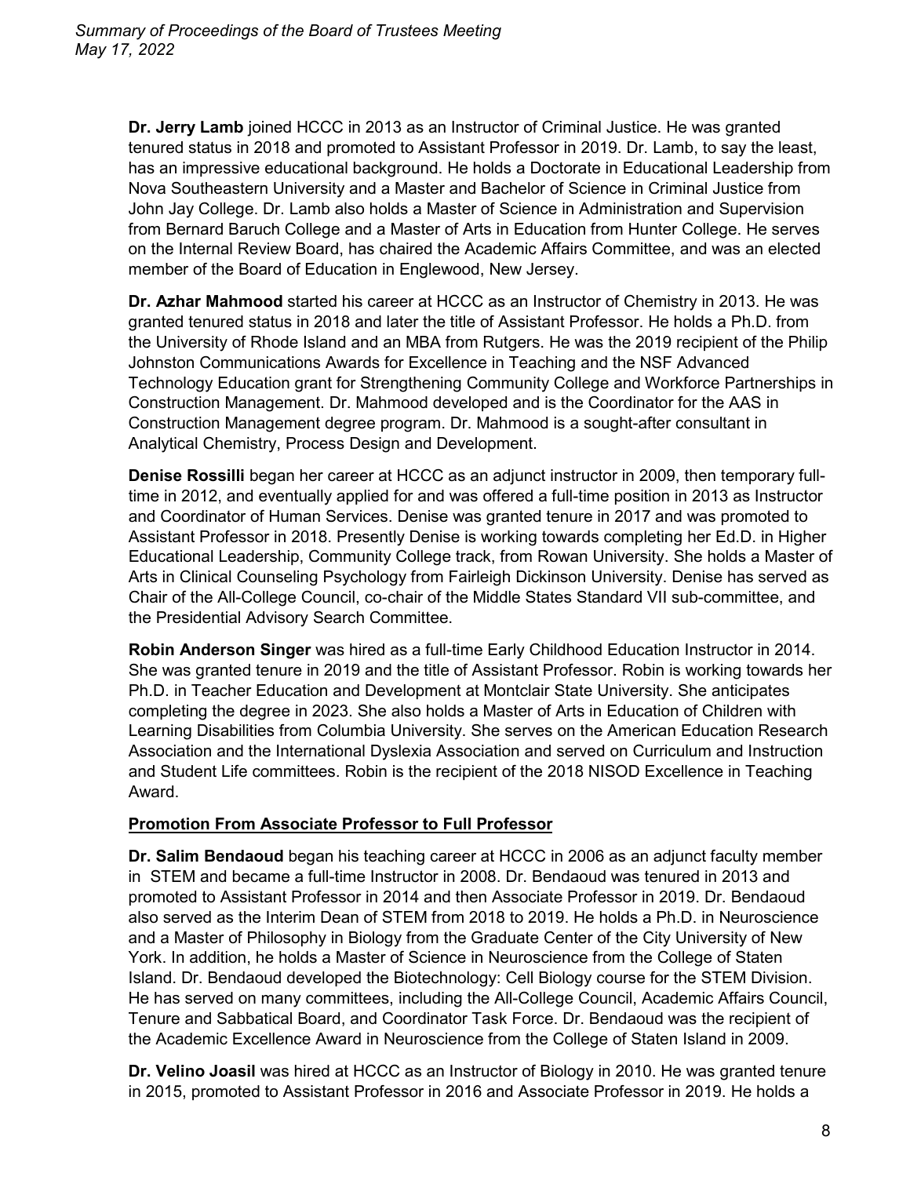**Dr. Jerry Lamb** joined HCCC in 2013 as an Instructor of Criminal Justice. He was granted tenured status in 2018 and promoted to Assistant Professor in 2019. Dr. Lamb, to say the least, has an impressive educational background. He holds a Doctorate in Educational Leadership from Nova Southeastern University and a Master and Bachelor of Science in Criminal Justice from John Jay College. Dr. Lamb also holds a Master of Science in Administration and Supervision from Bernard Baruch College and a Master of Arts in Education from Hunter College. He serves on the Internal Review Board, has chaired the Academic Affairs Committee, and was an elected member of the Board of Education in Englewood, New Jersey.

**Dr. Azhar Mahmood** started his career at HCCC as an Instructor of Chemistry in 2013. He was granted tenured status in 2018 and later the title of Assistant Professor. He holds a Ph.D. from the University of Rhode Island and an MBA from Rutgers. He was the 2019 recipient of the Philip Johnston Communications Awards for Excellence in Teaching and the NSF Advanced Technology Education grant for Strengthening Community College and Workforce Partnerships in Construction Management. Dr. Mahmood developed and is the Coordinator for the AAS in Construction Management degree program. Dr. Mahmood is a sought-after consultant in Analytical Chemistry, Process Design and Development.

**Denise Rossilli** began her career at HCCC as an adjunct instructor in 2009, then temporary full-time in 2012, and eventually applied for and was offered a full-time position in 2013 as Instructor and Coordinator of Human Services. Denise was granted tenure in 2017 and was promoted to Assistant Professor in 2018. Presently Denise is working towards completing her Ed.D. in Higher Educational Leadership, Community College track, from Rowan University. She holds a Master of Arts in Clinical Counseling Psychology from Fairleigh Dickinson University. Denise has served as Chair of the All-College Council, co-chair of the Middle States Standard VII sub-committee, and the Presidential Advisory Search Committee.

**Robin Anderson Singer** was hired as a full-time Early Childhood Education Instructor in 2014. She was granted tenure in 2019 and the title of Assistant Professor. Robin is working towards her Ph.D. in Teacher Education and Development at Montclair State University. She anticipates completing the degree in 2023. She also holds a Master of Arts in Education of Children with Learning Disabilities from Columbia University. She serves on the American Education Research Association and the International Dyslexia Association and served on Curriculum and Instruction and Student Life committees. Robin is the recipient of the 2018 NISOD Excellence in Teaching Award.

**Promotion From Associate Professor to Full Professor**

**Dr. Salim Bendaoud** began his teaching career at HCCC in 2006 as an adjunct faculty member in STEM and became a full-time Instructor in 2008. Dr. Bendaoud was tenured in 2013 and promoted to Assistant Professor in 2014 and then Associate Professor in 2019. Dr. Bendaoud also served as the Interim Dean of STEM from 2018 to 2019. He holds a Ph.D. in Neuroscience and a Master of Philosophy in Biology from the Graduate Center of the City University of New York. In addition, he holds a Master of Science in Neuroscience from the College of Staten Island. Dr. Bendaoud developed the Biotechnology: Cell Biology course for the STEM Division. He has served on many committees, including the All-College Council, Academic Affairs Council, Tenure and Sabbatical Board, and Coordinator Task Force. Dr. Bendaoud was the recipient of the Academic Excellence Award in Neuroscience from the College of Staten Island in 2009.

**Dr. Velino Joasil** was hired at HCCC as an Instructor of Biology in 2010. He was granted tenure in 2015, promoted to Assistant Professor in 2016 and Associate Professor in 2019. He holds a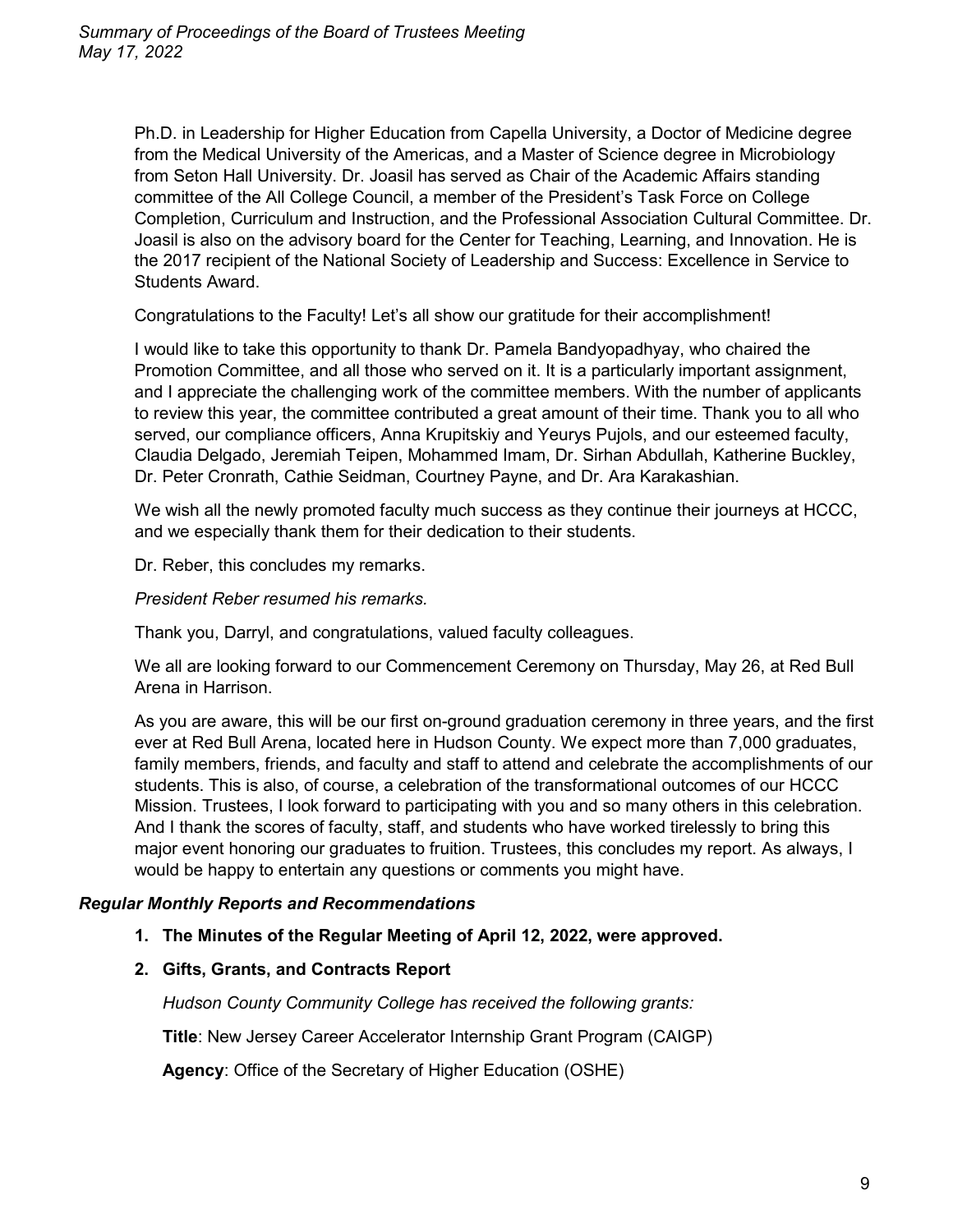Ph.D. in Leadership for Higher Education from Capella University, a Doctor of Medicine degree from the Medical University of the Americas, and a Master of Science degree in Microbiology from Seton Hall University. Dr. Joasil has served as Chair of the Academic Affairs standing committee of the All College Council, a member of the President's Task Force on College Completion, Curriculum and Instruction, and the Professional Association Cultural Committee. Dr. Joasil is also on the advisory board for the Center for Teaching, Learning, and Innovation. He is the 2017 recipient of the National Society of Leadership and Success: Excellence in Service to Students Award.

Congratulations to the Faculty! Let's all show our gratitude for their accomplishment!

I would like to take this opportunity to thank Dr. Pamela Bandyopadhyay, who chaired the Promotion Committee, and all those who served on it. It is a particularly important assignment, and I appreciate the challenging work of the committee members. With the number of applicants to review this year, the committee contributed a great amount of their time. Thank you to all who served, our compliance officers, Anna Krupitskiy and Yeurys Pujols, and our esteemed faculty, Claudia Delgado, Jeremiah Teipen, Mohammed Imam, Dr. Sirhan Abdullah, Katherine Buckley, Dr. Peter Cronrath, Cathie Seidman, Courtney Payne, and Dr. Ara Karakashian.

We wish all the newly promoted faculty much success as they continue their journeys at HCCC, and we especially thank them for their dedication to their students.

Dr. Reber, this concludes my remarks.

*President Reber resumed his remarks.*

Thank you, Darryl, and congratulations, valued faculty colleagues.

We all are looking forward to our Commencement Ceremony on Thursday, May 26, at Red Bull Arena in Harrison.

As you are aware, this will be our first on-ground graduation ceremony in three years, and the first ever at Red Bull Arena, located here in Hudson County. We expect more than 7,000 graduates, family members, friends, and faculty and staff to attend and celebrate the accomplishments of our students. This is also, of course, a celebration of the transformational outcomes of our HCCC Mission. Trustees, I look forward to participating with you and so many others in this celebration. And I thank the scores of faculty, staff, and students who have worked tirelessly to bring this major event honoring our graduates to fruition. Trustees, this concludes my report. As always, I would be happy to entertain any questions or comments you might have.

### *Regular Monthly Reports and Recommendations*

1. **The Minutes of the Regular Meeting of April 12, 2022, were approved.**
2. **Gifts, Grants, and Contracts Report**

   *Hudson County Community College has received the following grants:*

   **Title**: New Jersey Career Accelerator Internship Grant Program (CAIGP)

   **Agency**: Office of the Secretary of Higher Education (OSHE)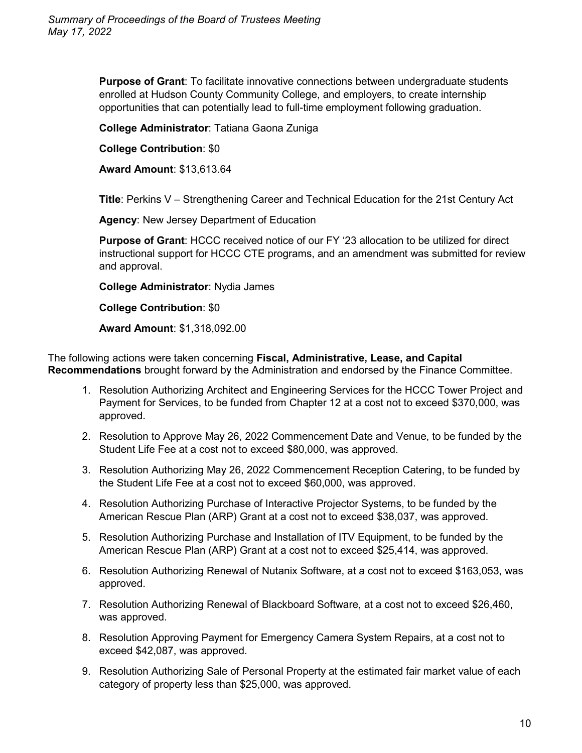**Purpose of Grant**: To facilitate innovative connections between undergraduate students enrolled at Hudson County Community College, and employers, to create internship opportunities that can potentially lead to full-time employment following graduation.

**College Administrator**: Tatiana Gaona Zuniga

**College Contribution**: $0

**Award Amount**: $13,613.64

**Title**: Perkins V – Strengthening Career and Technical Education for the 21st Century Act

**Agency**: New Jersey Department of Education

**Purpose of Grant**: HCCC received notice of our FY '23 allocation to be utilized for direct instructional support for HCCC CTE programs, and an amendment was submitted for review and approval.

**College Administrator**: Nydia James

**College Contribution**: $0

**Award Amount**: $1,318,092.00

The following actions were taken concerning **Fiscal, Administrative, Lease, and Capital Recommendations** brought forward by the Administration and endorsed by the Finance Committee.

1. Resolution Authorizing Architect and Engineering Services for the HCCC Tower Project and Payment for Services, to be funded from Chapter 12 at a cost not to exceed $370,000, was approved.
2. Resolution to Approve May 26, 2022 Commencement Date and Venue, to be funded by the Student Life Fee at a cost not to exceed $80,000, was approved.
3. Resolution Authorizing May 26, 2022 Commencement Reception Catering, to be funded by the Student Life Fee at a cost not to exceed $60,000, was approved.
4. Resolution Authorizing Purchase of Interactive Projector Systems, to be funded by the American Rescue Plan (ARP) Grant at a cost not to exceed $38,037, was approved.
5. Resolution Authorizing Purchase and Installation of ITV Equipment, to be funded by the American Rescue Plan (ARP) Grant at a cost not to exceed $25,414, was approved.
6. Resolution Authorizing Renewal of Nutanix Software, at a cost not to exceed $163,053, was approved.
7. Resolution Authorizing Renewal of Blackboard Software, at a cost not to exceed $26,460, was approved.
8. Resolution Approving Payment for Emergency Camera System Repairs, at a cost not to exceed $42,087, was approved.
9. Resolution Authorizing Sale of Personal Property at the estimated fair market value of each category of property less than $25,000, was approved.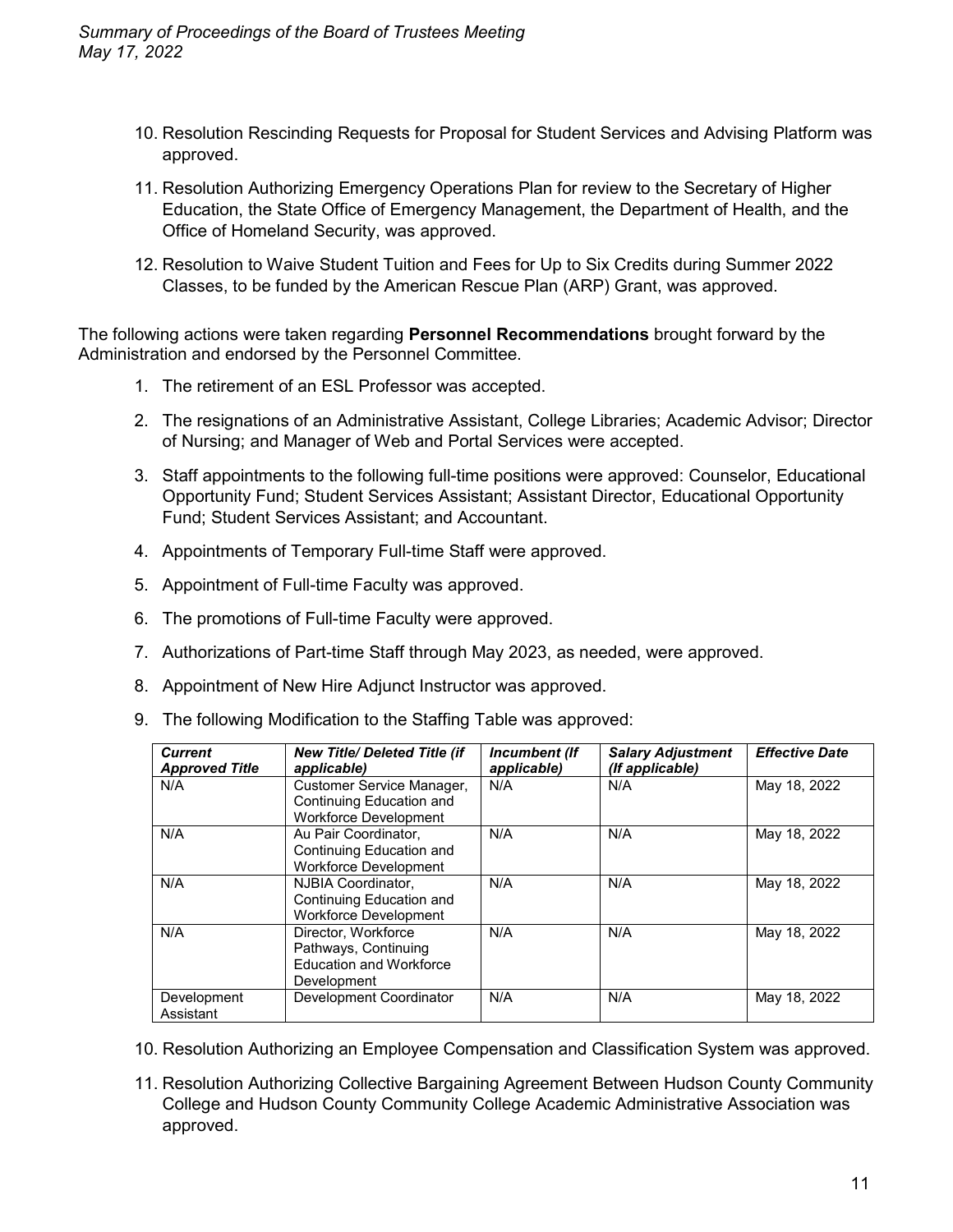10. Resolution Rescinding Requests for Proposal for Student Services and Advising Platform was approved.

11. Resolution Authorizing Emergency Operations Plan for review to the Secretary of Higher Education, the State Office of Emergency Management, the Department of Health, and the Office of Homeland Security, was approved.

12. Resolution to Waive Student Tuition and Fees for Up to Six Credits during Summer 2022 Classes, to be funded by the American Rescue Plan (ARP) Grant, was approved.

The following actions were taken regarding **Personnel Recommendations** brought forward by the Administration and endorsed by the Personnel Committee.

1. The retirement of an ESL Professor was accepted.

2. The resignations of an Administrative Assistant, College Libraries; Academic Advisor; Director of Nursing; and Manager of Web and Portal Services were accepted.

3. Staff appointments to the following full-time positions were approved: Counselor, Educational Opportunity Fund; Student Services Assistant; Assistant Director, Educational Opportunity Fund; Student Services Assistant; and Accountant.

4. Appointments of Temporary Full-time Staff were approved.

5. Appointment of Full-time Faculty was approved.

6. The promotions of Full-time Faculty were approved.

7. Authorizations of Part-time Staff through May 2023, as needed, were approved.

8. Appointment of New Hire Adjunct Instructor was approved.

9. The following Modification to the Staffing Table was approved:

| ***Current Approved Title*** | ***New Title/ Deleted Title (if applicable)*** | ***Incumbent (If applicable)*** | ***Salary Adjustment (If applicable)*** | ***Effective Date*** |
|---|---|---|---|---|
| N/A | Customer Service Manager, Continuing Education and Workforce Development | N/A | N/A | May 18, 2022 |
| N/A | Au Pair Coordinator, Continuing Education and Workforce Development | N/A | N/A | May 18, 2022 |
| N/A | NJBIA Coordinator, Continuing Education and Workforce Development | N/A | N/A | May 18, 2022 |
| N/A | Director, Workforce Pathways, Continuing Education and Workforce Development | N/A | N/A | May 18, 2022 |
| Development Assistant | Development Coordinator | N/A | N/A | May 18, 2022 |

10. Resolution Authorizing an Employee Compensation and Classification System was approved.

11. Resolution Authorizing Collective Bargaining Agreement Between Hudson County Community College and Hudson County Community College Academic Administrative Association was approved.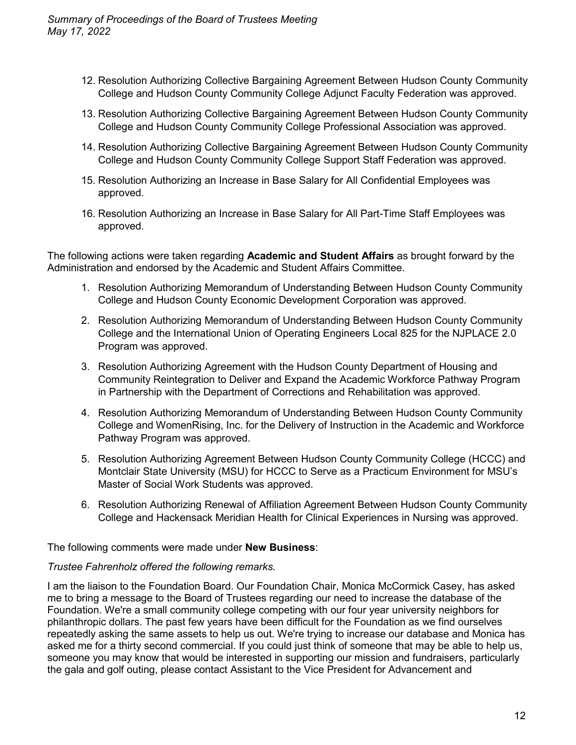12. Resolution Authorizing Collective Bargaining Agreement Between Hudson County Community College and Hudson County Community College Adjunct Faculty Federation was approved.

13. Resolution Authorizing Collective Bargaining Agreement Between Hudson County Community College and Hudson County Community College Professional Association was approved.

14. Resolution Authorizing Collective Bargaining Agreement Between Hudson County Community College and Hudson County Community College Support Staff Federation was approved.

15. Resolution Authorizing an Increase in Base Salary for All Confidential Employees was approved.

16. Resolution Authorizing an Increase in Base Salary for All Part-Time Staff Employees was approved.

The following actions were taken regarding **Academic and Student Affairs** as brought forward by the Administration and endorsed by the Academic and Student Affairs Committee.

1. Resolution Authorizing Memorandum of Understanding Between Hudson County Community College and Hudson County Economic Development Corporation was approved.

2. Resolution Authorizing Memorandum of Understanding Between Hudson County Community College and the International Union of Operating Engineers Local 825 for the NJPLACE 2.0 Program was approved.

3. Resolution Authorizing Agreement with the Hudson County Department of Housing and Community Reintegration to Deliver and Expand the Academic Workforce Pathway Program in Partnership with the Department of Corrections and Rehabilitation was approved.

4. Resolution Authorizing Memorandum of Understanding Between Hudson County Community College and WomenRising, Inc. for the Delivery of Instruction in the Academic and Workforce Pathway Program was approved.

5. Resolution Authorizing Agreement Between Hudson County Community College (HCCC) and Montclair State University (MSU) for HCCC to Serve as a Practicum Environment for MSU's Master of Social Work Students was approved.

6. Resolution Authorizing Renewal of Affiliation Agreement Between Hudson County Community College and Hackensack Meridian Health for Clinical Experiences in Nursing was approved.

The following comments were made under **New Business**:

*Trustee Fahrenholz offered the following remarks.*

I am the liaison to the Foundation Board. Our Foundation Chair, Monica McCormick Casey, has asked me to bring a message to the Board of Trustees regarding our need to increase the database of the Foundation. We're a small community college competing with our four year university neighbors for philanthropic dollars. The past few years have been difficult for the Foundation as we find ourselves repeatedly asking the same assets to help us out. We're trying to increase our database and Monica has asked me for a thirty second commercial. If you could just think of someone that may be able to help us, someone you may know that would be interested in supporting our mission and fundraisers, particularly the gala and golf outing, please contact Assistant to the Vice President for Advancement and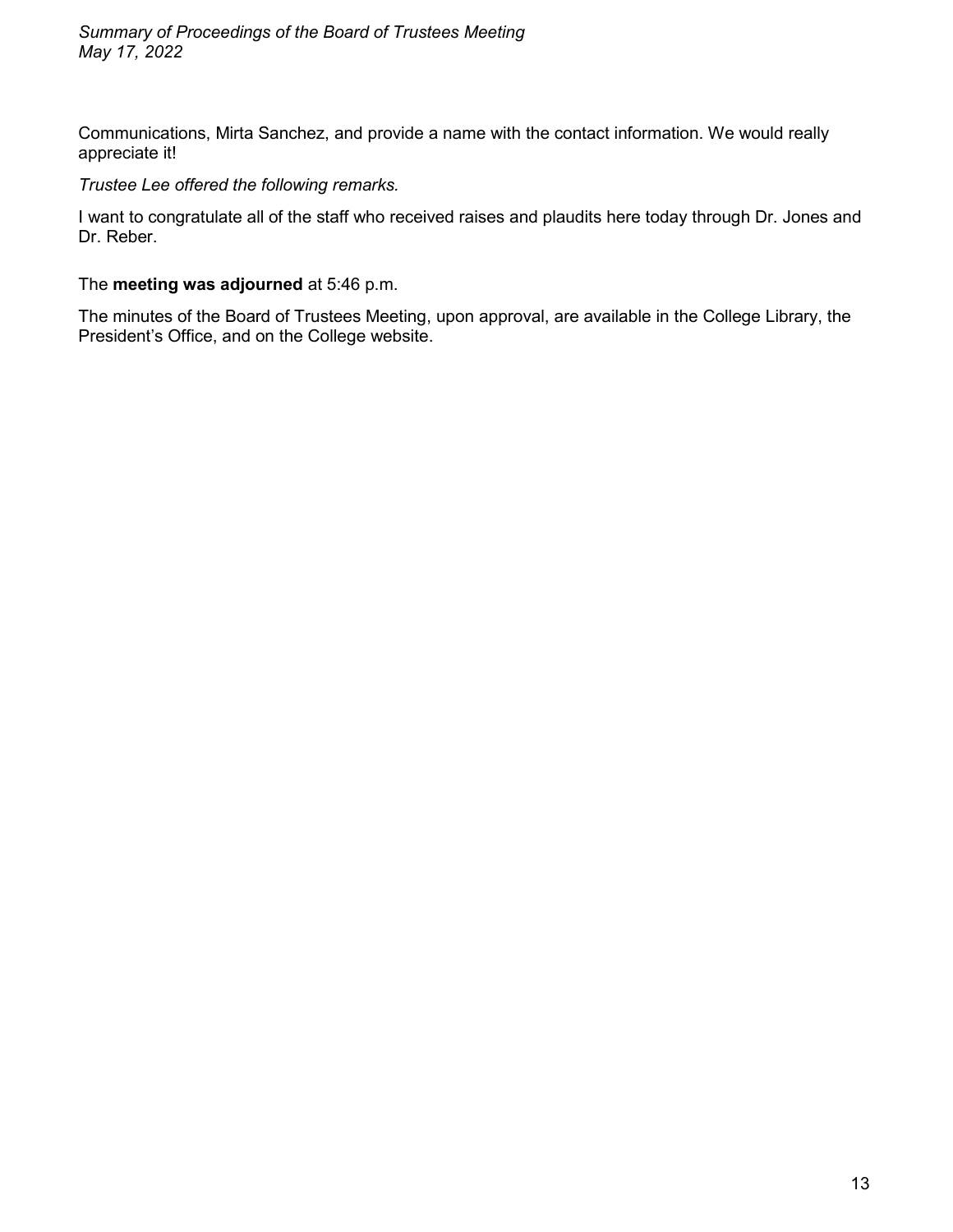Communications, Mirta Sanchez, and provide a name with the contact information. We would really appreciate it!

*Trustee Lee offered the following remarks.*

I want to congratulate all of the staff who received raises and plaudits here today through Dr. Jones and Dr. Reber.

The **meeting was adjourned** at 5:46 p.m.

The minutes of the Board of Trustees Meeting, upon approval, are available in the College Library, the President's Office, and on the College website.